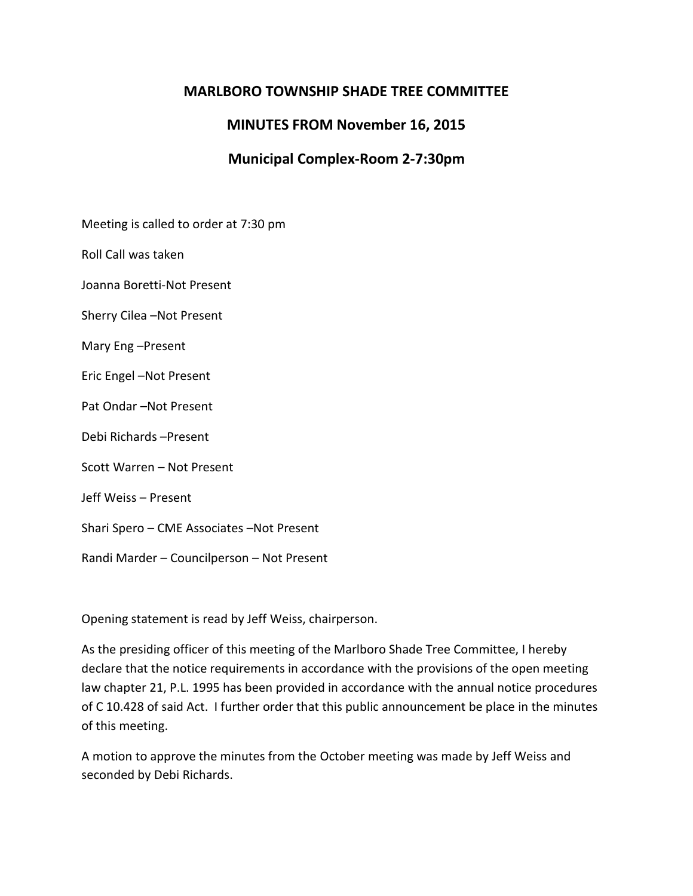# MARLBORO TOWNSHIP SHADE TREE COMMITTEE

## MINUTES FROM November 16, 2015

## Municipal Complex-Room 2-7:30pm

Meeting is called to order at 7:30 pm

Roll Call was taken

Joanna Boretti-Not Present

Sherry Cilea –Not Present

Mary Eng –Present

Eric Engel –Not Present

Pat Ondar –Not Present

Debi Richards –Present

Scott Warren – Not Present

Jeff Weiss – Present

Shari Spero – CME Associates –Not Present

Randi Marder – Councilperson – Not Present

Opening statement is read by Jeff Weiss, chairperson.

As the presiding officer of this meeting of the Marlboro Shade Tree Committee, I hereby declare that the notice requirements in accordance with the provisions of the open meeting law chapter 21, P.L. 1995 has been provided in accordance with the annual notice procedures of C 10.428 of said Act. I further order that this public announcement be place in the minutes of this meeting.

A motion to approve the minutes from the October meeting was made by Jeff Weiss and seconded by Debi Richards.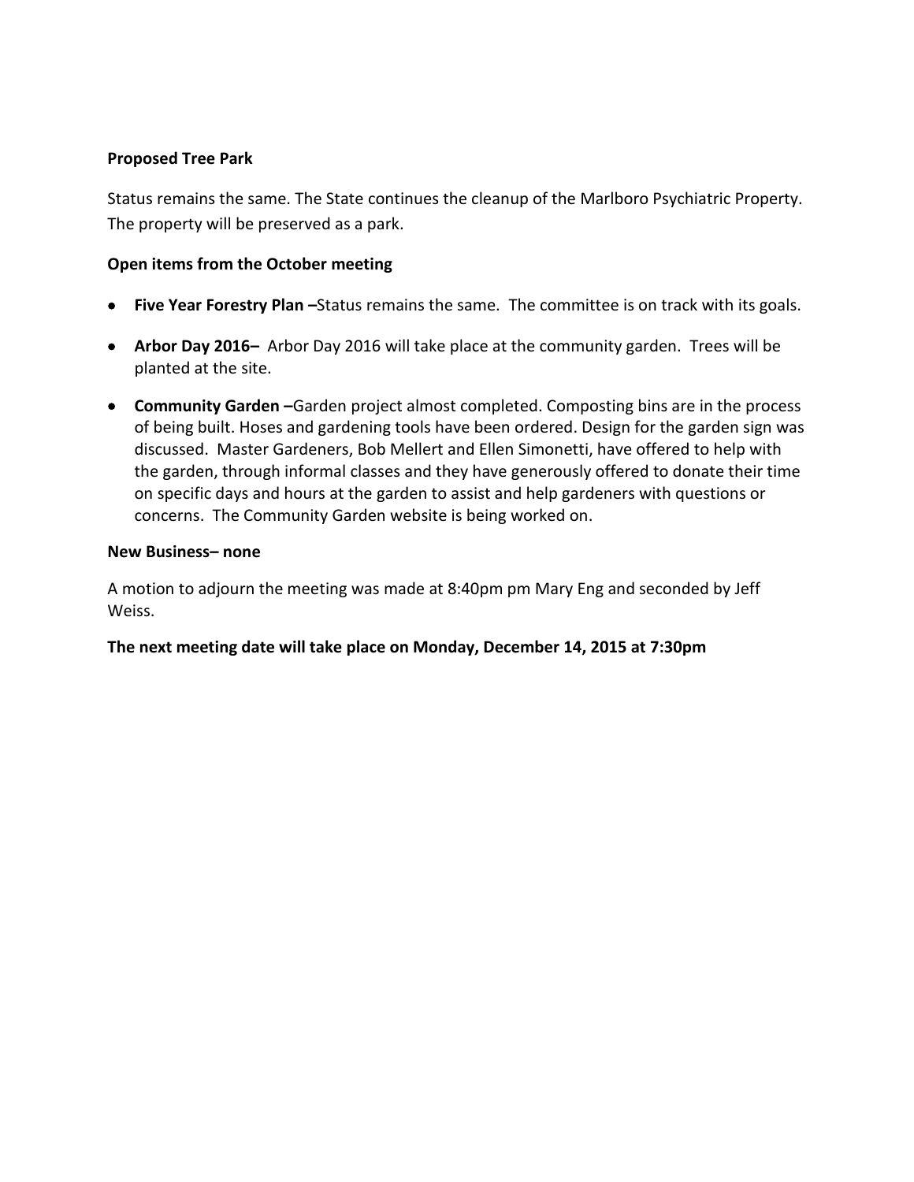**Proposed Tree Park**

Status remains the same. The State continues the cleanup of the Marlboro Psychiatric Property. The property will be preserved as a park.

**Open items from the October meeting**

- **Five Year Forestry Plan –**Status remains the same. The committee is on track with its goals.
- **Arbor Day 2016–** Arbor Day 2016 will take place at the community garden. Trees will be planted at the site.
- **Community Garden –**Garden project almost completed. Composting bins are in the process of being built. Hoses and gardening tools have been ordered. Design for the garden sign was discussed. Master Gardeners, Bob Mellert and Ellen Simonetti, have offered to help with the garden, through informal classes and they have generously offered to donate their time on specific days and hours at the garden to assist and help gardeners with questions or concerns. The Community Garden website is being worked on.

**New Business– none**

A motion to adjourn the meeting was made at 8:40pm pm Mary Eng and seconded by Jeff Weiss.

**The next meeting date will take place on Monday, December 14, 2015 at 7:30pm**